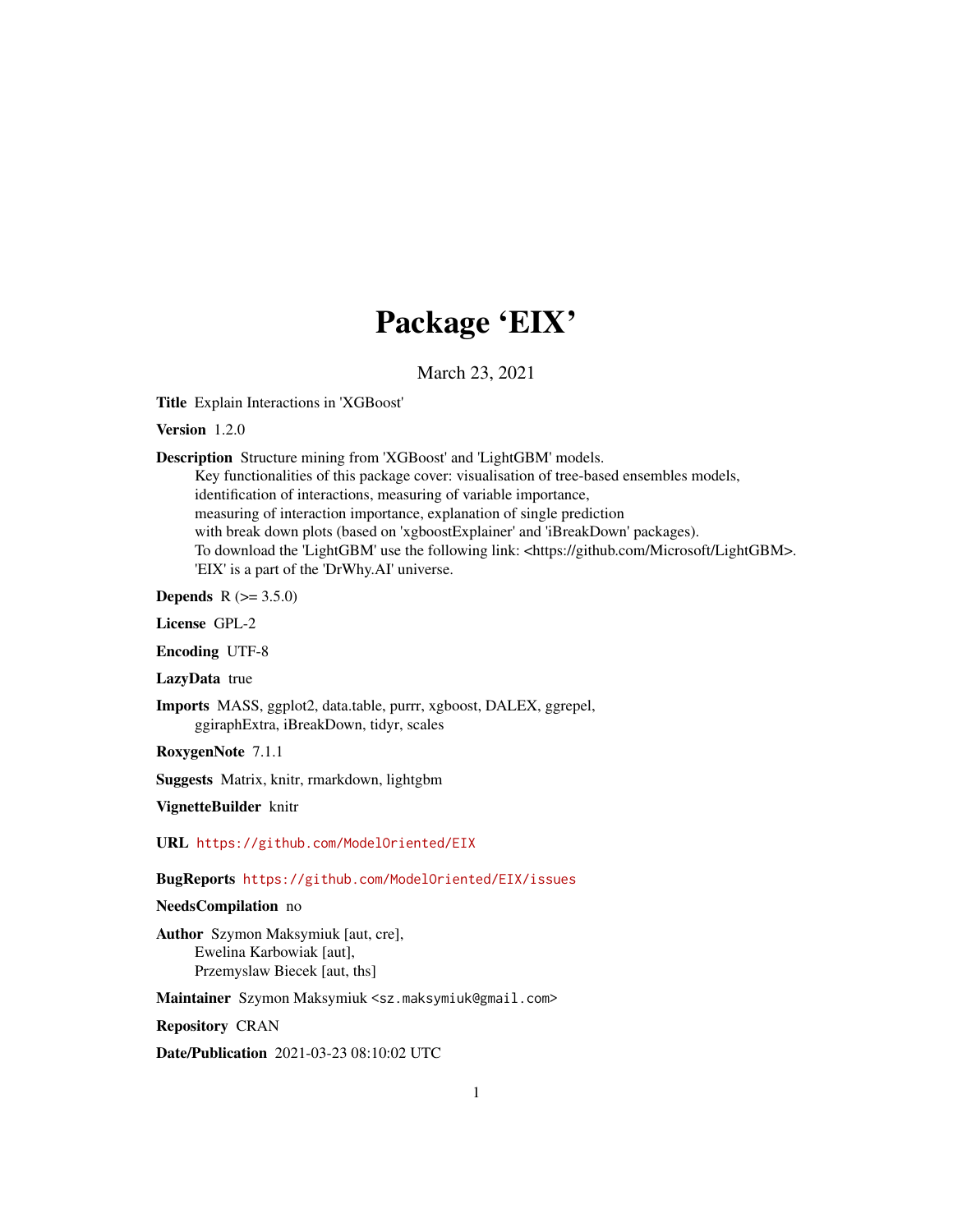# Package 'EIX'

March 23, 2021

**Title** Explain Interactions in 'XGBoost'

**Version** 1.2.0

**Description** Structure mining from 'XGBoost' and 'LightGBM' models.
Key functionalities of this package cover: visualisation of tree-based ensembles models,
identification of interactions, measuring of variable importance,
measuring of interaction importance, explanation of single prediction
with break down plots (based on 'xgboostExplainer' and 'iBreakDown' packages).
To download the 'LightGBM' use the following link: <https://github.com/Microsoft/LightGBM>.
'EIX' is a part of the 'DrWhy.AI' universe.

**Depends** R (>= 3.5.0)

**License** GPL-2

**Encoding** UTF-8

**LazyData** true

**Imports** MASS, ggplot2, data.table, purrr, xgboost, DALEX, ggrepel,
ggiraphExtra, iBreakDown, tidyr, scales

**RoxygenNote** 7.1.1

**Suggests** Matrix, knitr, rmarkdown, lightgbm

**VignetteBuilder** knitr

**URL** https://github.com/ModelOriented/EIX

**BugReports** https://github.com/ModelOriented/EIX/issues

**NeedsCompilation** no

**Author** Szymon Maksymiuk [aut, cre],
Ewelina Karbowiak [aut],
Przemyslaw Biecek [aut, ths]

**Maintainer** Szymon Maksymiuk <sz.maksymiuk@gmail.com>

**Repository** CRAN

**Date/Publication** 2021-03-23 08:10:02 UTC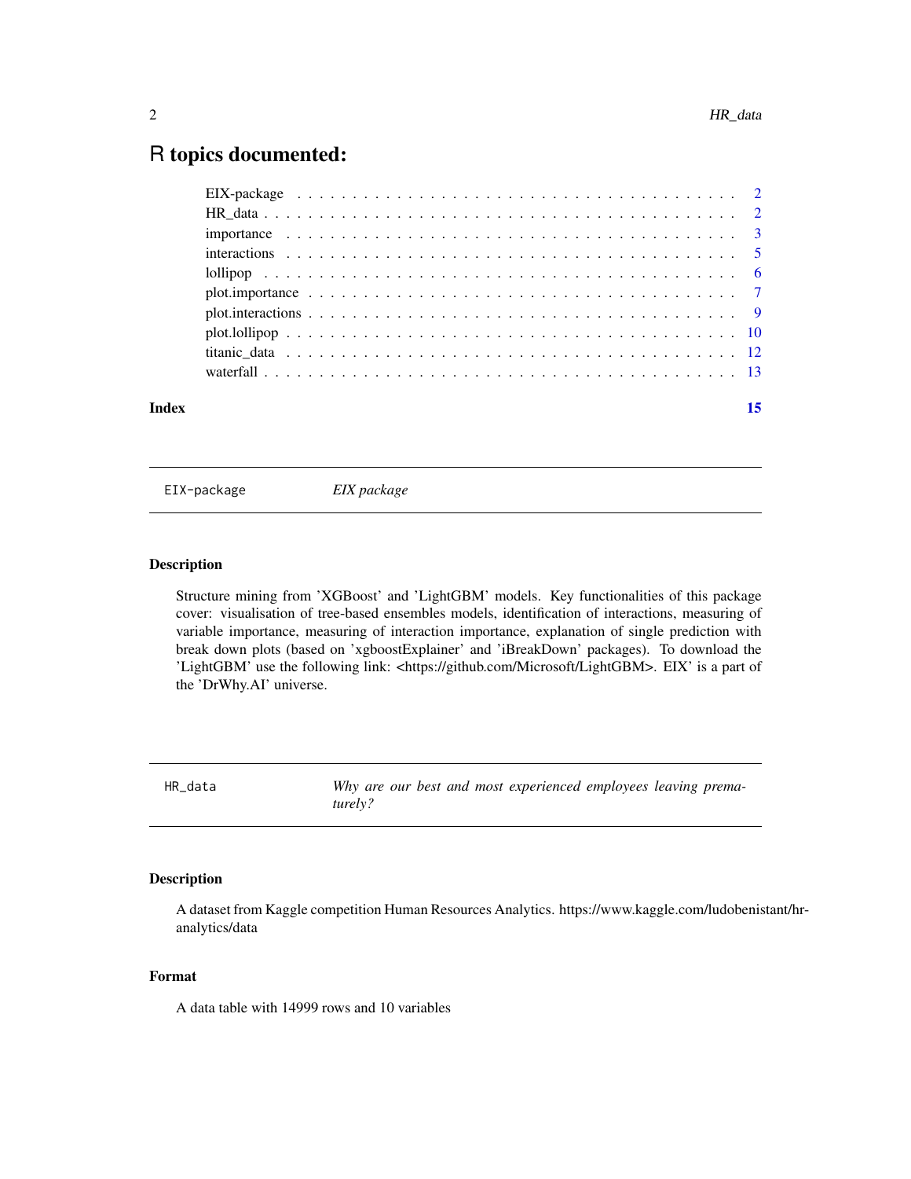# R topics documented:

| | |
|---|---|
| EIX-package | 2 |
| HR_data | 2 |
| importance | 3 |
| interactions | 5 |
| lollipop | 6 |
| plot.importance | 7 |
| plot.interactions | 9 |
| plot.lollipop | 10 |
| titanic_data | 12 |
| waterfall | 13 |
| **Index** | **15** |

---

## EIX-package — *EIX package*

### Description

Structure mining from 'XGBoost' and 'LightGBM' models. Key functionalities of this package cover: visualisation of tree-based ensembles models, identification of interactions, measuring of variable importance, measuring of interaction importance, explanation of single prediction with break down plots (based on 'xgboostExplainer' and 'iBreakDown' packages). To download the 'LightGBM' use the following link: <https://github.com/Microsoft/LightGBM>. EIX' is a part of the 'DrWhy.AI' universe.

---

## HR_data — *Why are our best and most experienced employees leaving prematurely?*

### Description

A dataset from Kaggle competition Human Resources Analytics. https://www.kaggle.com/ludobenistant/hr-analytics/data

### Format

A data table with 14999 rows and 10 variables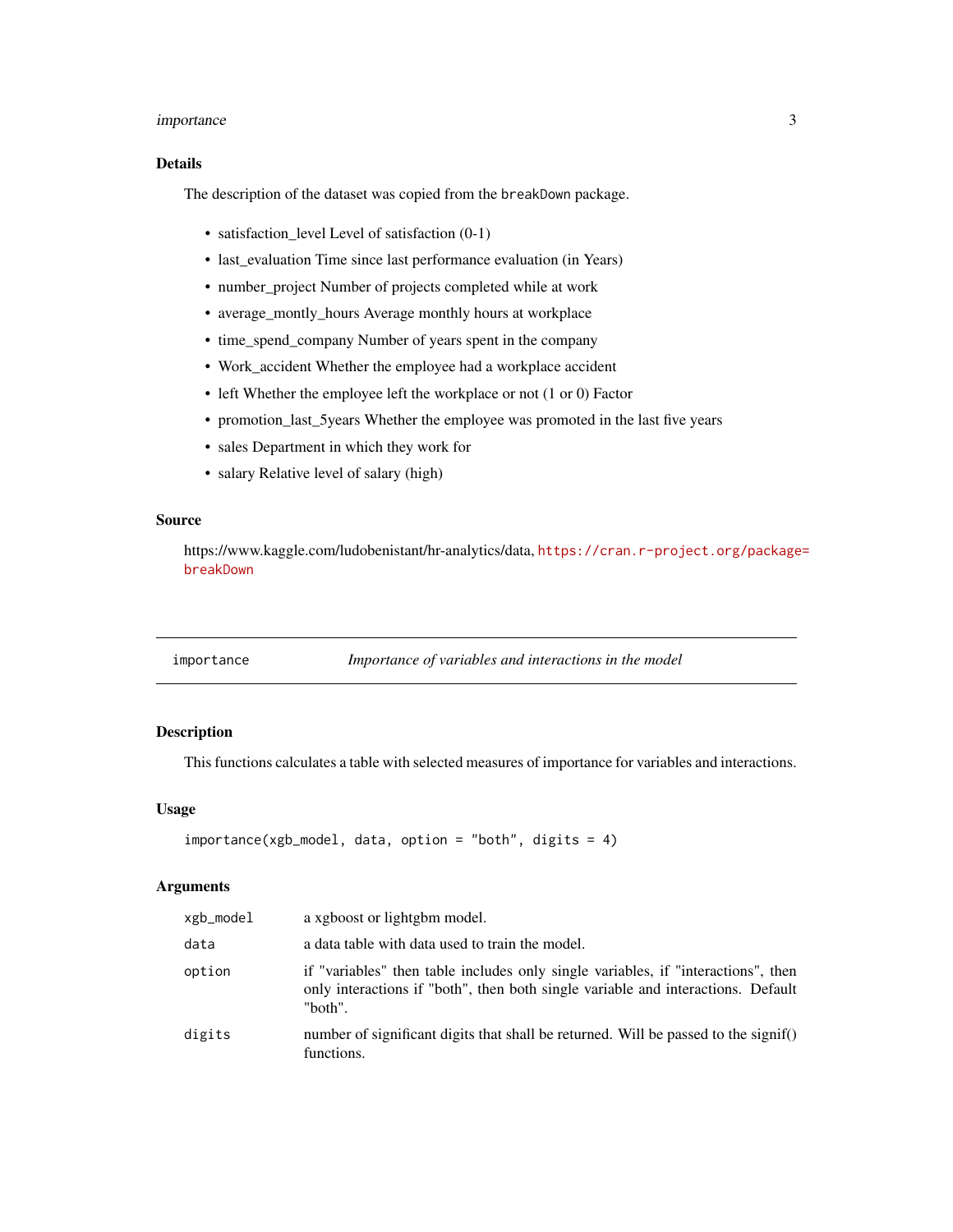### Details

The description of the dataset was copied from the `breakDown` package.

- satisfaction_level Level of satisfaction (0-1)
- last_evaluation Time since last performance evaluation (in Years)
- number_project Number of projects completed while at work
- average_montly_hours Average monthly hours at workplace
- time_spend_company Number of years spent in the company
- Work_accident Whether the employee had a workplace accident
- left Whether the employee left the workplace or not (1 or 0) Factor
- promotion_last_5years Whether the employee was promoted in the last five years
- sales Department in which they work for
- salary Relative level of salary (high)

### Source

https://www.kaggle.com/ludobenistant/hr-analytics/data, https://cran.r-project.org/package=breakDown

---

## importance — *Importance of variables and interactions in the model*

### Description

This functions calculates a table with selected measures of importance for variables and interactions.

### Usage

```
importance(xgb_model, data, option = "both", digits = 4)
```

### Arguments

| | |
|---|---|
| `xgb_model` | a xgboost or lightgbm model. |
| `data` | a data table with data used to train the model. |
| `option` | if "variables" then table includes only single variables, if "interactions", then only interactions if "both", then both single variable and interactions. Default "both". |
| `digits` | number of significant digits that shall be returned. Will be passed to the signif() functions. |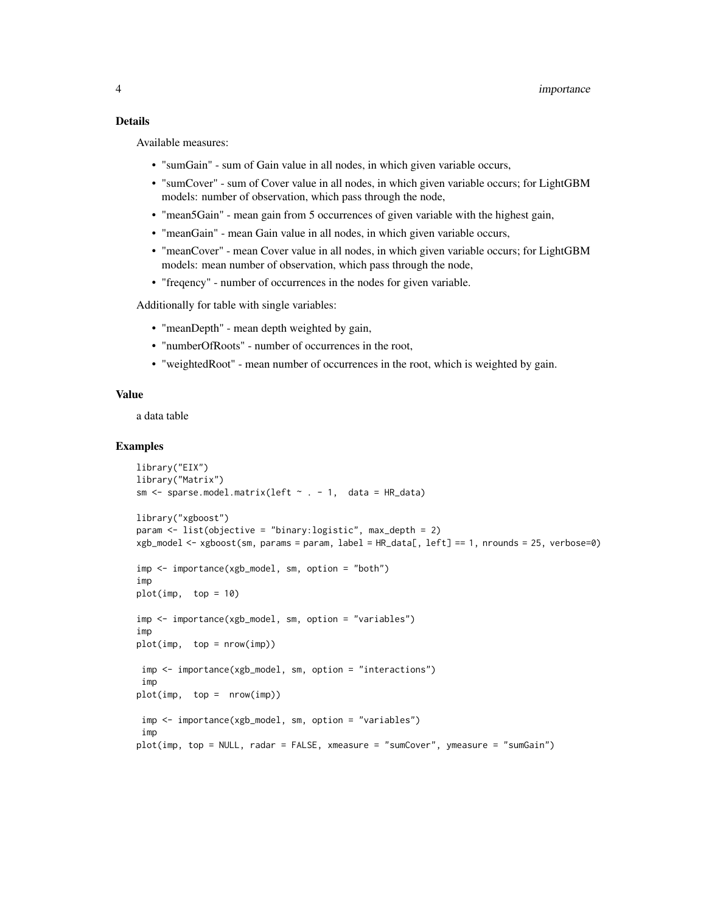### Details

Available measures:

- "sumGain" - sum of Gain value in all nodes, in which given variable occurs,
- "sumCover" - sum of Cover value in all nodes, in which given variable occurs; for LightGBM models: number of observation, which pass through the node,
- "mean5Gain" - mean gain from 5 occurrences of given variable with the highest gain,
- "meanGain" - mean Gain value in all nodes, in which given variable occurs,
- "meanCover" - mean Cover value in all nodes, in which given variable occurs; for LightGBM models: mean number of observation, which pass through the node,
- "freqency" - number of occurrences in the nodes for given variable.

Additionally for table with single variables:

- "meanDepth" - mean depth weighted by gain,
- "numberOfRoots" - number of occurrences in the root,
- "weightedRoot" - mean number of occurrences in the root, which is weighted by gain.

### Value

a data table

### Examples

```
library("EIX")
library("Matrix")
sm <- sparse.model.matrix(left ~ . - 1,  data = HR_data)

library("xgboost")
param <- list(objective = "binary:logistic", max_depth = 2)
xgb_model <- xgboost(sm, params = param, label = HR_data[, left] == 1, nrounds = 25, verbose=0)

imp <- importance(xgb_model, sm, option = "both")
imp
plot(imp,  top = 10)

imp <- importance(xgb_model, sm, option = "variables")
imp
plot(imp,  top = nrow(imp))

 imp <- importance(xgb_model, sm, option = "interactions")
 imp
plot(imp,  top =  nrow(imp))

 imp <- importance(xgb_model, sm, option = "variables")
 imp
plot(imp, top = NULL, radar = FALSE, xmeasure = "sumCover", ymeasure = "sumGain")
```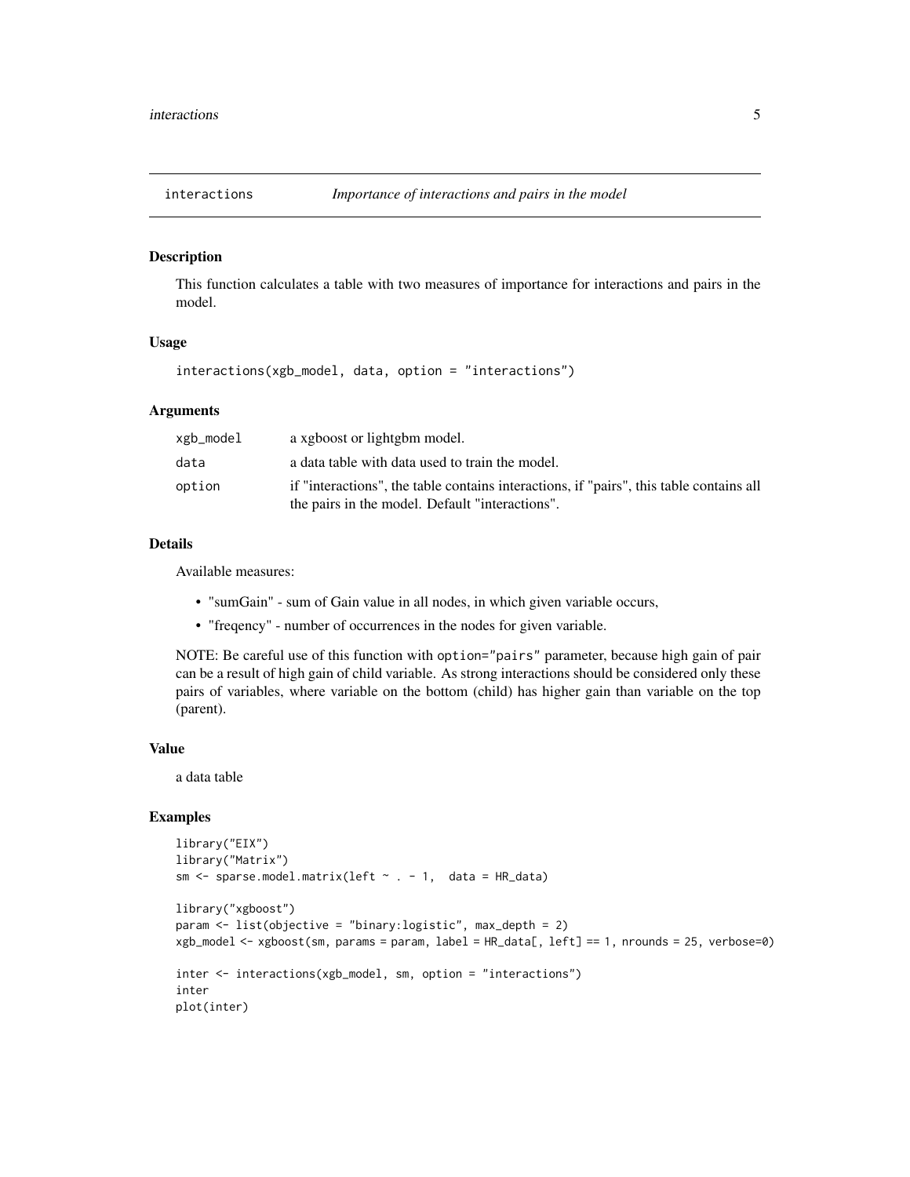## interactions — *Importance of interactions and pairs in the model*

### Description

This function calculates a table with two measures of importance for interactions and pairs in the model.

### Usage

```
interactions(xgb_model, data, option = "interactions")
```

### Arguments

| Argument | Description |
| --- | --- |
| xgb_model | a xgboost or lightgbm model. |
| data | a data table with data used to train the model. |
| option | if "interactions", the table contains interactions, if "pairs", this table contains all the pairs in the model. Default "interactions". |

### Details

Available measures:

- "sumGain" - sum of Gain value in all nodes, in which given variable occurs,
- "freqency" - number of occurrences in the nodes for given variable.

NOTE: Be careful use of this function with `option="pairs"` parameter, because high gain of pair can be a result of high gain of child variable. As strong interactions should be considered only these pairs of variables, where variable on the bottom (child) has higher gain than variable on the top (parent).

### Value

a data table

### Examples

```
library("EIX")
library("Matrix")
sm <- sparse.model.matrix(left ~ . - 1,  data = HR_data)

library("xgboost")
param <- list(objective = "binary:logistic", max_depth = 2)
xgb_model <- xgboost(sm, params = param, label = HR_data[, left] == 1, nrounds = 25, verbose=0)

inter <- interactions(xgb_model, sm, option = "interactions")
inter
plot(inter)
```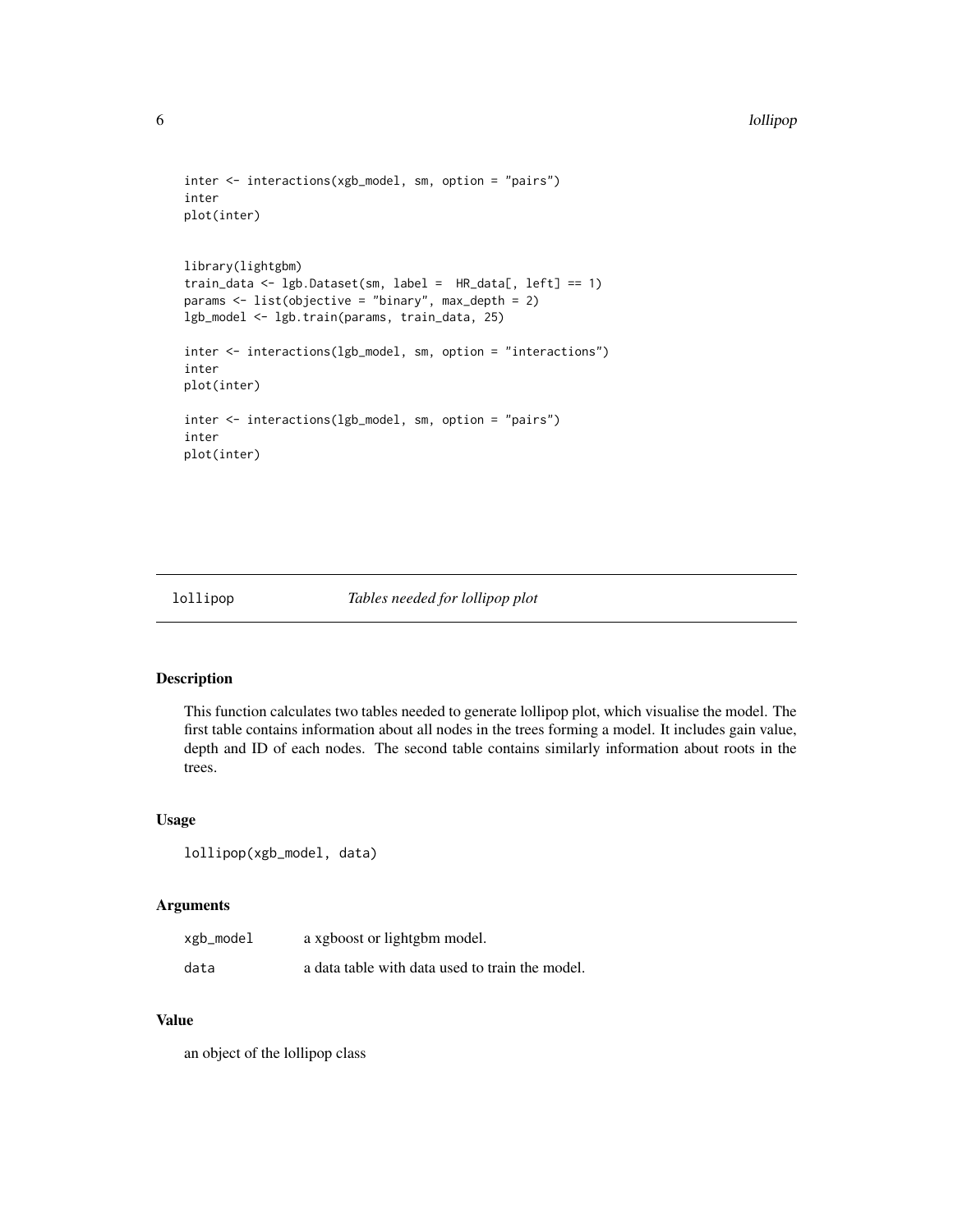```
inter <- interactions(xgb_model, sm, option = "pairs")
inter
plot(inter)


library(lightgbm)
train_data <- lgb.Dataset(sm, label =  HR_data[, left] == 1)
params <- list(objective = "binary", max_depth = 2)
lgb_model <- lgb.train(params, train_data, 25)

inter <- interactions(lgb_model, sm, option = "interactions")
inter
plot(inter)

inter <- interactions(lgb_model, sm, option = "pairs")
inter
plot(inter)
```

---

## lollipop *Tables needed for lollipop plot*

---

### Description

This function calculates two tables needed to generate lollipop plot, which visualise the model. The first table contains information about all nodes in the trees forming a model. It includes gain value, depth and ID of each nodes. The second table contains similarly information about roots in the trees.

### Usage

```
lollipop(xgb_model, data)
```

### Arguments

| | |
|---|---|
| xgb_model | a xgboost or lightgbm model. |
| data | a data table with data used to train the model. |

### Value

an object of the lollipop class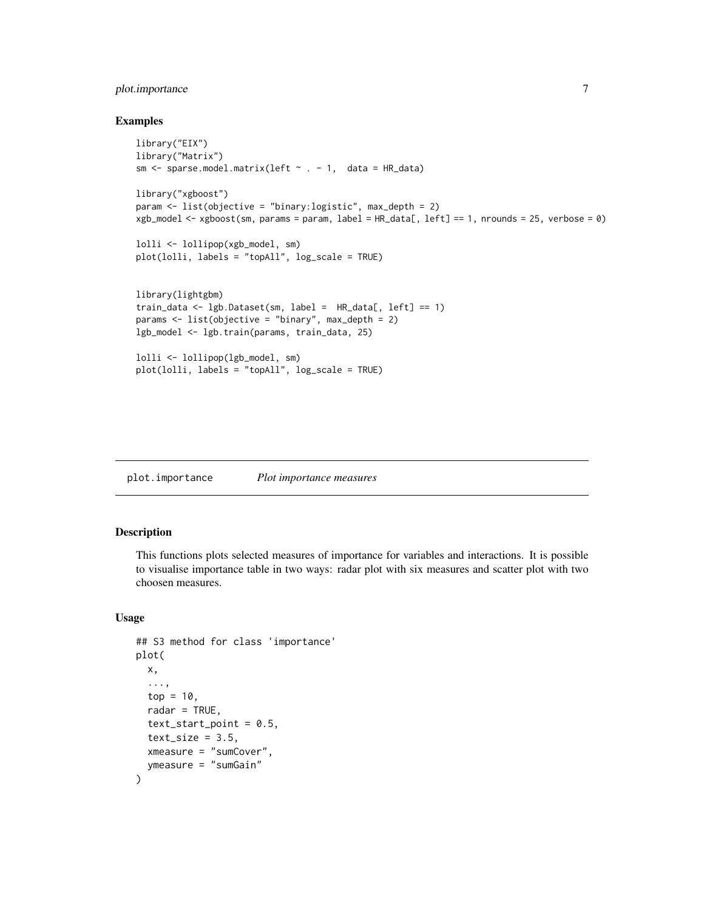## Examples

```
library("EIX")
library("Matrix")
sm <- sparse.model.matrix(left ~ . - 1,  data = HR_data)

library("xgboost")
param <- list(objective = "binary:logistic", max_depth = 2)
xgb_model <- xgboost(sm, params = param, label = HR_data[, left] == 1, nrounds = 25, verbose = 0)

lolli <- lollipop(xgb_model, sm)
plot(lolli, labels = "topAll", log_scale = TRUE)


library(lightgbm)
train_data <- lgb.Dataset(sm, label =  HR_data[, left] == 1)
params <- list(objective = "binary", max_depth = 2)
lgb_model <- lgb.train(params, train_data, 25)

lolli <- lollipop(lgb_model, sm)
plot(lolli, labels = "topAll", log_scale = TRUE)
```

---

# plot.importance *Plot importance measures*

---

## Description

This functions plots selected measures of importance for variables and interactions. It is possible to visualise importance table in two ways: radar plot with six measures and scatter plot with two choosen measures.

## Usage

```
## S3 method for class 'importance'
plot(
  x,
  ...,
  top = 10,
  radar = TRUE,
  text_start_point = 0.5,
  text_size = 3.5,
  xmeasure = "sumCover",
  ymeasure = "sumGain"
)
```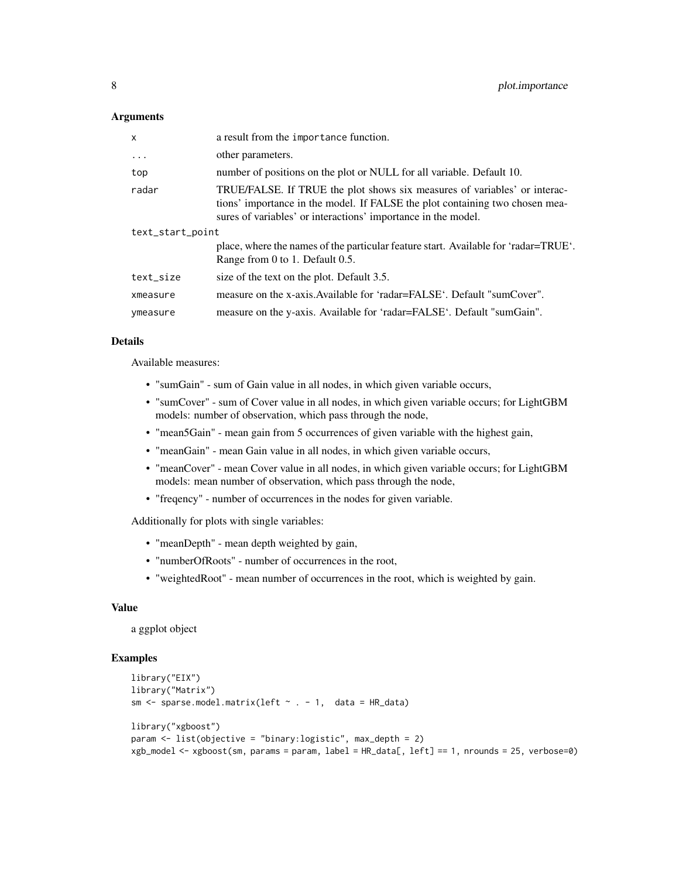### Arguments

| | |
|---|---|
| `x` | a result from the `importance` function. |
| `...` | other parameters. |
| `top` | number of positions on the plot or NULL for all variable. Default 10. |
| `radar` | TRUE/FALSE. If TRUE the plot shows six measures of variables' or interactions' importance in the model. If FALSE the plot containing two chosen measures of variables' or interactions' importance in the model. |
| `text_start_point` | place, where the names of the particular feature start. Available for 'radar=TRUE'. Range from 0 to 1. Default 0.5. |
| `text_size` | size of the text on the plot. Default 3.5. |
| `xmeasure` | measure on the x-axis.Available for 'radar=FALSE'. Default "sumCover". |
| `ymeasure` | measure on the y-axis. Available for 'radar=FALSE'. Default "sumGain". |

### Details

Available measures:

- "sumGain" - sum of Gain value in all nodes, in which given variable occurs,
- "sumCover" - sum of Cover value in all nodes, in which given variable occurs; for LightGBM models: number of observation, which pass through the node,
- "mean5Gain" - mean gain from 5 occurrences of given variable with the highest gain,
- "meanGain" - mean Gain value in all nodes, in which given variable occurs,
- "meanCover" - mean Cover value in all nodes, in which given variable occurs; for LightGBM models: mean number of observation, which pass through the node,
- "freqency" - number of occurrences in the nodes for given variable.

Additionally for plots with single variables:

- "meanDepth" - mean depth weighted by gain,
- "numberOfRoots" - number of occurrences in the root,
- "weightedRoot" - mean number of occurrences in the root, which is weighted by gain.

### Value

a ggplot object

### Examples

```
library("EIX")
library("Matrix")
sm <- sparse.model.matrix(left ~ . - 1,  data = HR_data)

library("xgboost")
param <- list(objective = "binary:logistic", max_depth = 2)
xgb_model <- xgboost(sm, params = param, label = HR_data[, left] == 1, nrounds = 25, verbose=0)
```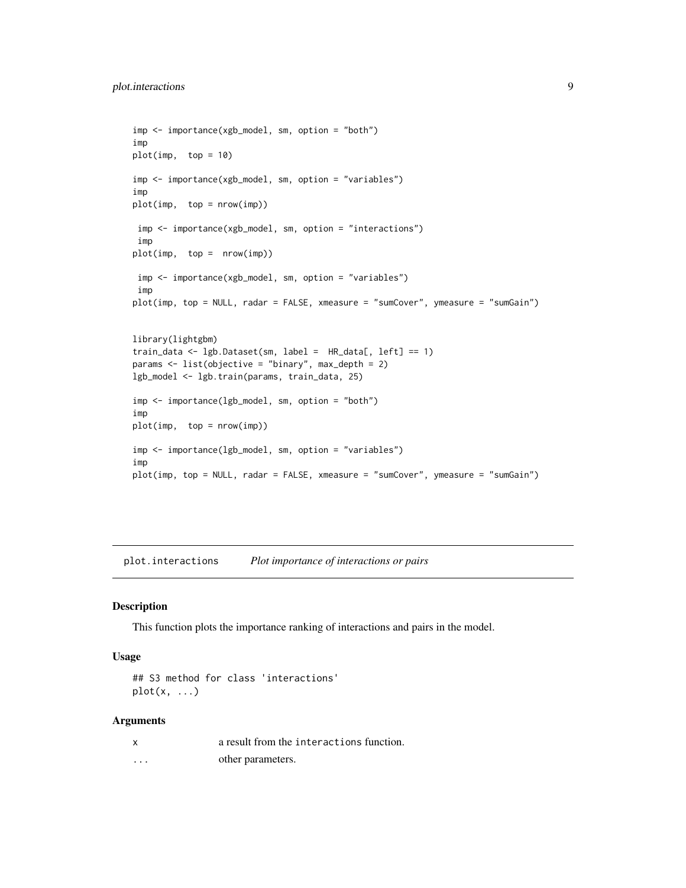```
imp <- importance(xgb_model, sm, option = "both")
imp
plot(imp,  top = 10)

imp <- importance(xgb_model, sm, option = "variables")
imp
plot(imp,  top = nrow(imp))

 imp <- importance(xgb_model, sm, option = "interactions")
 imp
plot(imp,  top =  nrow(imp))

 imp <- importance(xgb_model, sm, option = "variables")
 imp
plot(imp, top = NULL, radar = FALSE, xmeasure = "sumCover", ymeasure = "sumGain")


library(lightgbm)
train_data <- lgb.Dataset(sm, label =  HR_data[, left] == 1)
params <- list(objective = "binary", max_depth = 2)
lgb_model <- lgb.train(params, train_data, 25)

imp <- importance(lgb_model, sm, option = "both")
imp
plot(imp,  top = nrow(imp))

imp <- importance(lgb_model, sm, option = "variables")
imp
plot(imp, top = NULL, radar = FALSE, xmeasure = "sumCover", ymeasure = "sumGain")
```

## plot.interactions *Plot importance of interactions or pairs*

### Description

This function plots the importance ranking of interactions and pairs in the model.

### Usage

```
## S3 method for class 'interactions'
plot(x, ...)
```

### Arguments

| | |
|---|---|
| x | a result from the interactions function. |
| ... | other parameters. |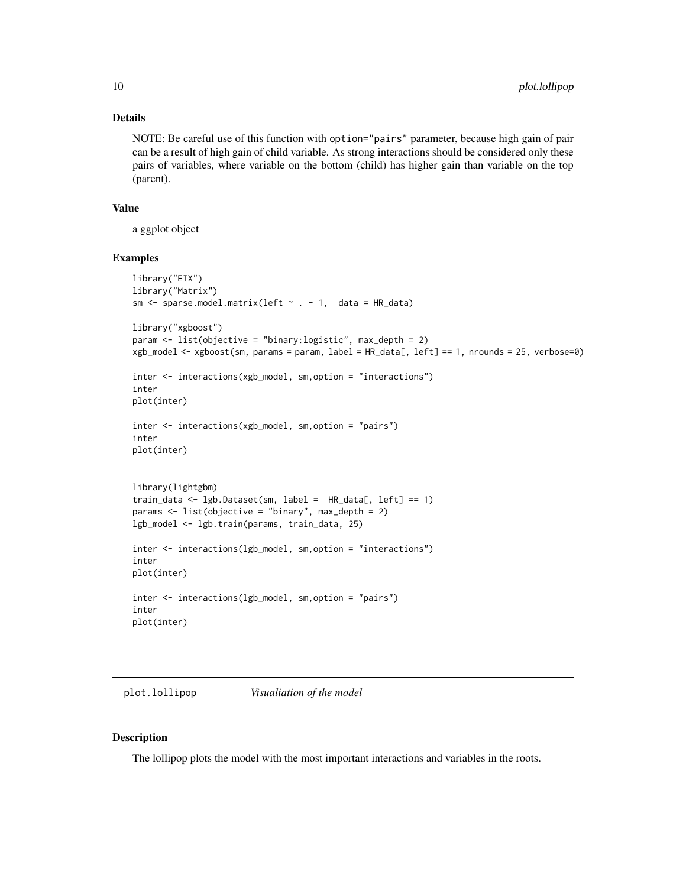### Details

NOTE: Be careful use of this function with `option="pairs"` parameter, because high gain of pair can be a result of high gain of child variable. As strong interactions should be considered only these pairs of variables, where variable on the bottom (child) has higher gain than variable on the top (parent).

### Value

a ggplot object

### Examples

```
library("EIX")
library("Matrix")
sm <- sparse.model.matrix(left ~ . - 1,  data = HR_data)

library("xgboost")
param <- list(objective = "binary:logistic", max_depth = 2)
xgb_model <- xgboost(sm, params = param, label = HR_data[, left] == 1, nrounds = 25, verbose=0)

inter <- interactions(xgb_model, sm,option = "interactions")
inter
plot(inter)

inter <- interactions(xgb_model, sm,option = "pairs")
inter
plot(inter)


library(lightgbm)
train_data <- lgb.Dataset(sm, label =  HR_data[, left] == 1)
params <- list(objective = "binary", max_depth = 2)
lgb_model <- lgb.train(params, train_data, 25)

inter <- interactions(lgb_model, sm,option = "interactions")
inter
plot(inter)

inter <- interactions(lgb_model, sm,option = "pairs")
inter
plot(inter)
```

---

## plot.lollipop *Visualiation of the model*

### Description

The lollipop plots the model with the most important interactions and variables in the roots.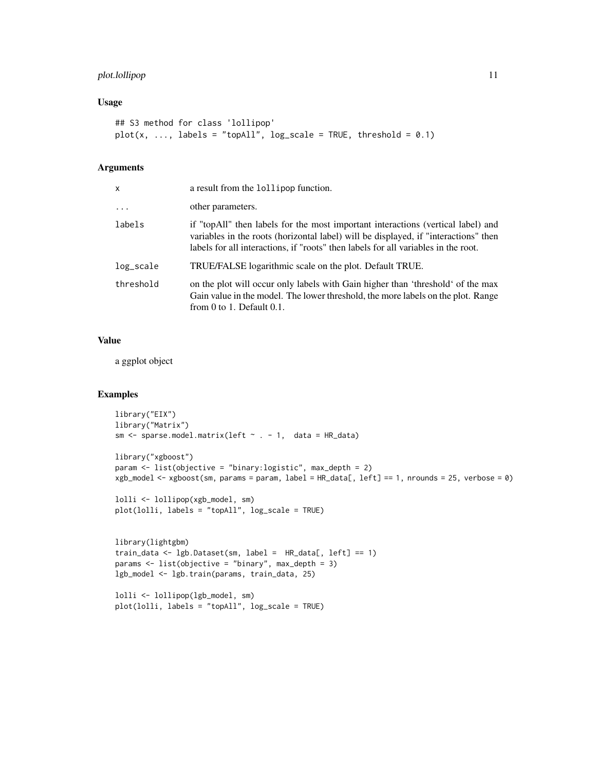## Usage

```
## S3 method for class 'lollipop'
plot(x, ..., labels = "topAll", log_scale = TRUE, threshold = 0.1)
```

## Arguments

| | |
|---|---|
| x | a result from the `lollipop` function. |
| ... | other parameters. |
| labels | if "topAll" then labels for the most important interactions (vertical label) and variables in the roots (horizontal label) will be displayed, if "interactions" then labels for all interactions, if "roots" then labels for all variables in the root. |
| log_scale | TRUE/FALSE logarithmic scale on the plot. Default TRUE. |
| threshold | on the plot will occur only labels with Gain higher than 'threshold' of the max Gain value in the model. The lower threshold, the more labels on the plot. Range from 0 to 1. Default 0.1. |

## Value

a ggplot object

## Examples

```
library("EIX")
library("Matrix")
sm <- sparse.model.matrix(left ~ . - 1,  data = HR_data)

library("xgboost")
param <- list(objective = "binary:logistic", max_depth = 2)
xgb_model <- xgboost(sm, params = param, label = HR_data[, left] == 1, nrounds = 25, verbose = 0)

lolli <- lollipop(xgb_model, sm)
plot(lolli, labels = "topAll", log_scale = TRUE)


library(lightgbm)
train_data <- lgb.Dataset(sm, label =  HR_data[, left] == 1)
params <- list(objective = "binary", max_depth = 3)
lgb_model <- lgb.train(params, train_data, 25)

lolli <- lollipop(lgb_model, sm)
plot(lolli, labels = "topAll", log_scale = TRUE)
```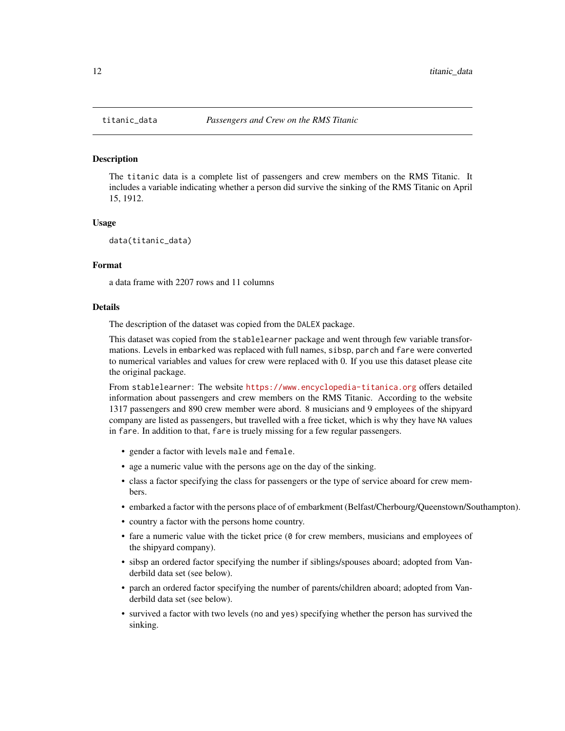`titanic_data` *Passengers and Crew on the RMS Titanic*

### Description

The `titanic` data is a complete list of passengers and crew members on the RMS Titanic. It includes a variable indicating whether a person did survive the sinking of the RMS Titanic on April 15, 1912.

### Usage

```
data(titanic_data)
```

### Format

a data frame with 2207 rows and 11 columns

### Details

The description of the dataset was copied from the `DALEX` package.

This dataset was copied from the `stablelearner` package and went through few variable transformations. Levels in `embarked` was replaced with full names, `sibsp`, `parch` and `fare` were converted to numerical variables and values for crew were replaced with 0. If you use this dataset please cite the original package.

From `stablelearner`: The website https://www.encyclopedia-titanica.org offers detailed information about passengers and crew members on the RMS Titanic. According to the website 1317 passengers and 890 crew member were abord. 8 musicians and 9 employees of the shipyard company are listed as passengers, but travelled with a free ticket, which is why they have `NA` values in `fare`. In addition to that, `fare` is truely missing for a few regular passengers.

- gender a factor with levels `male` and `female`.
- age a numeric value with the persons age on the day of the sinking.
- class a factor specifying the class for passengers or the type of service aboard for crew members.
- embarked a factor with the persons place of of embarkment (Belfast/Cherbourg/Queenstown/Southampton).
- country a factor with the persons home country.
- fare a numeric value with the ticket price (`0` for crew members, musicians and employees of the shipyard company).
- sibsp an ordered factor specifying the number if siblings/spouses aboard; adopted from Vanderbild data set (see below).
- parch an ordered factor specifying the number of parents/children aboard; adopted from Vanderbild data set (see below).
- survived a factor with two levels (`no` and `yes`) specifying whether the person has survived the sinking.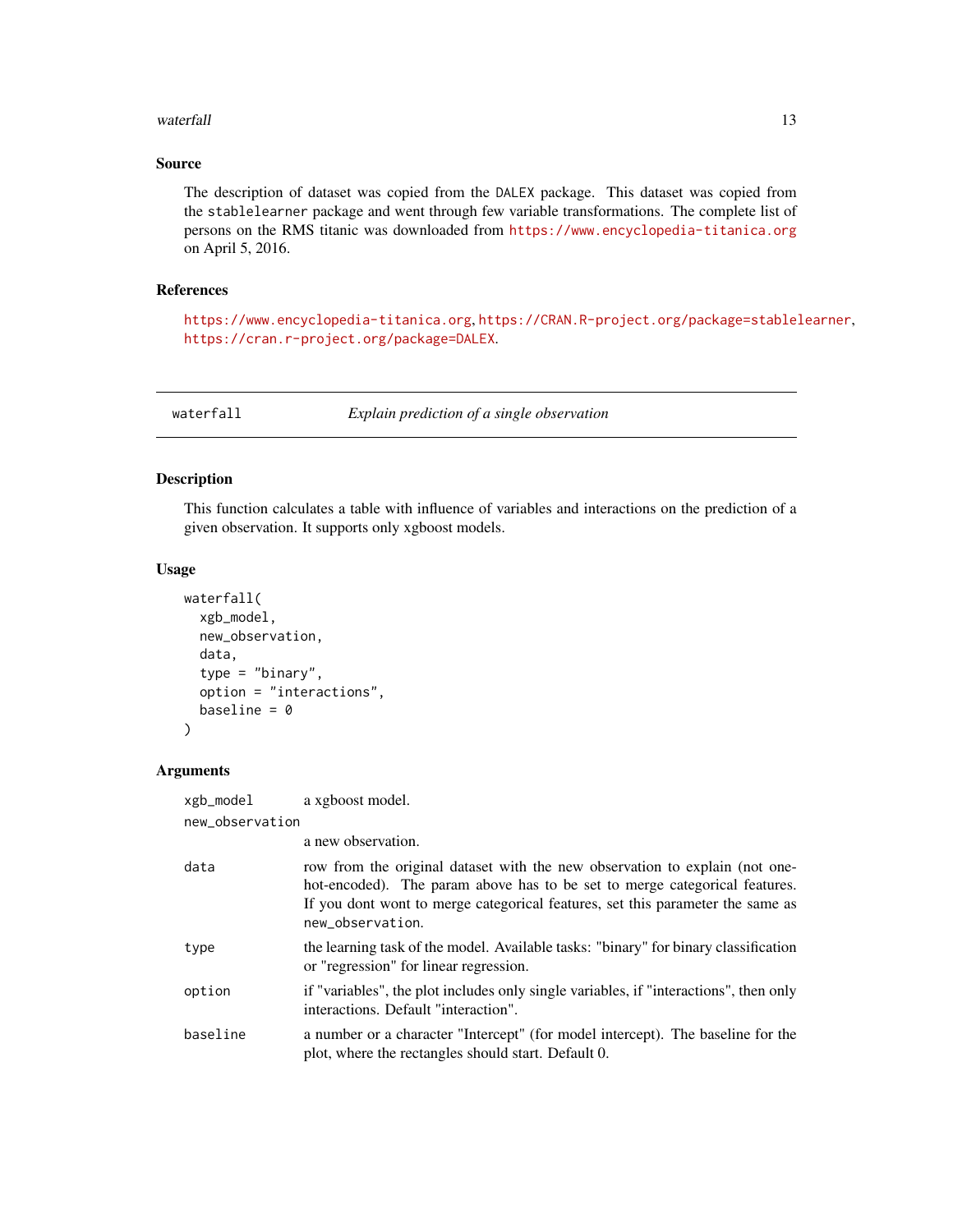## Source

The description of dataset was copied from the DALEX package. This dataset was copied from the stablelearner package and went through few variable transformations. The complete list of persons on the RMS titanic was downloaded from https://www.encyclopedia-titanica.org on April 5, 2016.

## References

https://www.encyclopedia-titanica.org, https://CRAN.R-project.org/package=stablelearner, https://cran.r-project.org/package=DALEX.

---

# waterfall — *Explain prediction of a single observation*

---

## Description

This function calculates a table with influence of variables and interactions on the prediction of a given observation. It supports only xgboost models.

## Usage

```
waterfall(
  xgb_model,
  new_observation,
  data,
  type = "binary",
  option = "interactions",
  baseline = 0
)
```

## Arguments

| | |
|---|---|
| xgb_model | a xgboost model. |
| new_observation | a new observation. |
| data | row from the original dataset with the new observation to explain (not one-hot-encoded). The param above has to be set to merge categorical features. If you dont wont to merge categorical features, set this parameter the same as new_observation. |
| type | the learning task of the model. Available tasks: "binary" for binary classification or "regression" for linear regression. |
| option | if "variables", the plot includes only single variables, if "interactions", then only interactions. Default "interaction". |
| baseline | a number or a character "Intercept" (for model intercept). The baseline for the plot, where the rectangles should start. Default 0. |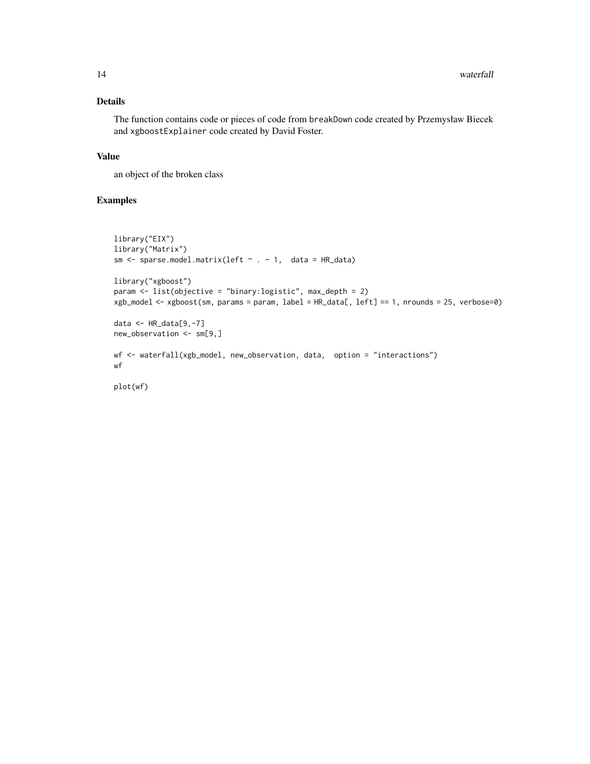## Details

The function contains code or pieces of code from `breakDown` code created by Przemysław Biecek and `xgboostExplainer` code created by David Foster.

## Value

an object of the broken class

## Examples

```
library("EIX")
library("Matrix")
sm <- sparse.model.matrix(left ~ . - 1,  data = HR_data)

library("xgboost")
param <- list(objective = "binary:logistic", max_depth = 2)
xgb_model <- xgboost(sm, params = param, label = HR_data[, left] == 1, nrounds = 25, verbose=0)

data <- HR_data[9,-7]
new_observation <- sm[9,]

wf <- waterfall(xgb_model, new_observation, data,  option = "interactions")
wf

plot(wf)
```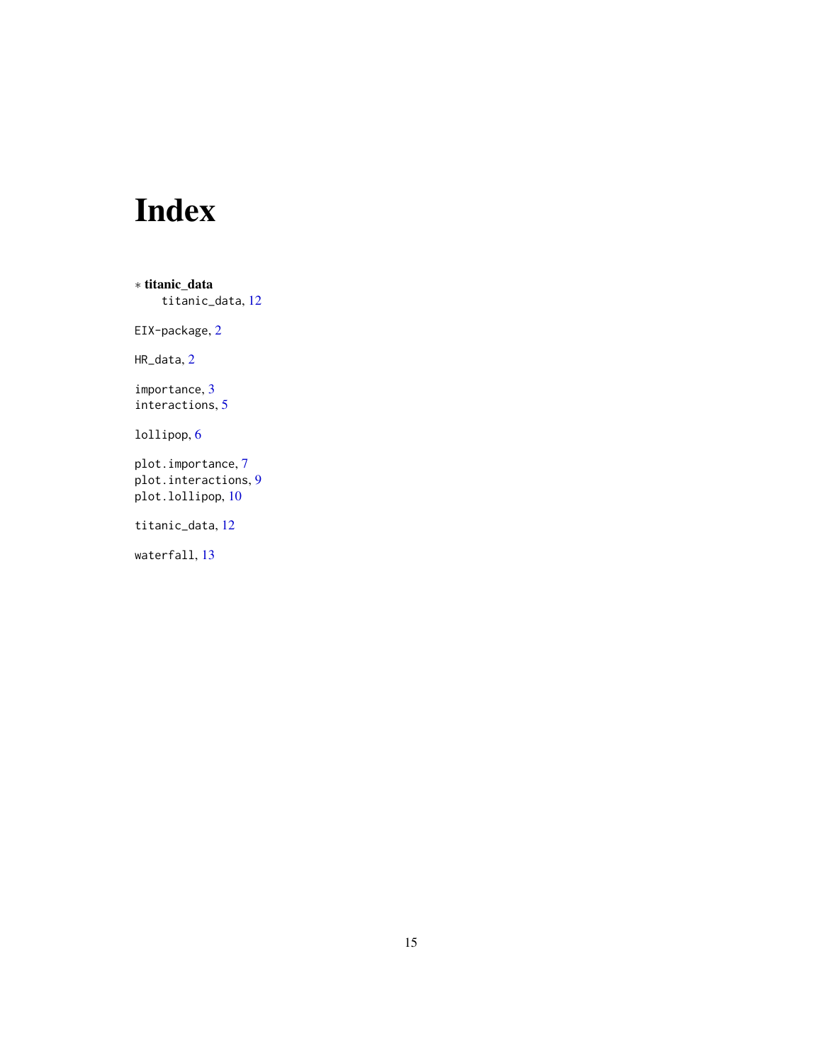# Index

∗ **titanic_data**
    titanic_data, 12

EIX-package, 2

HR_data, 2

importance, 3
interactions, 5

lollipop, 6

plot.importance, 7
plot.interactions, 9
plot.lollipop, 10

titanic_data, 12

waterfall, 13